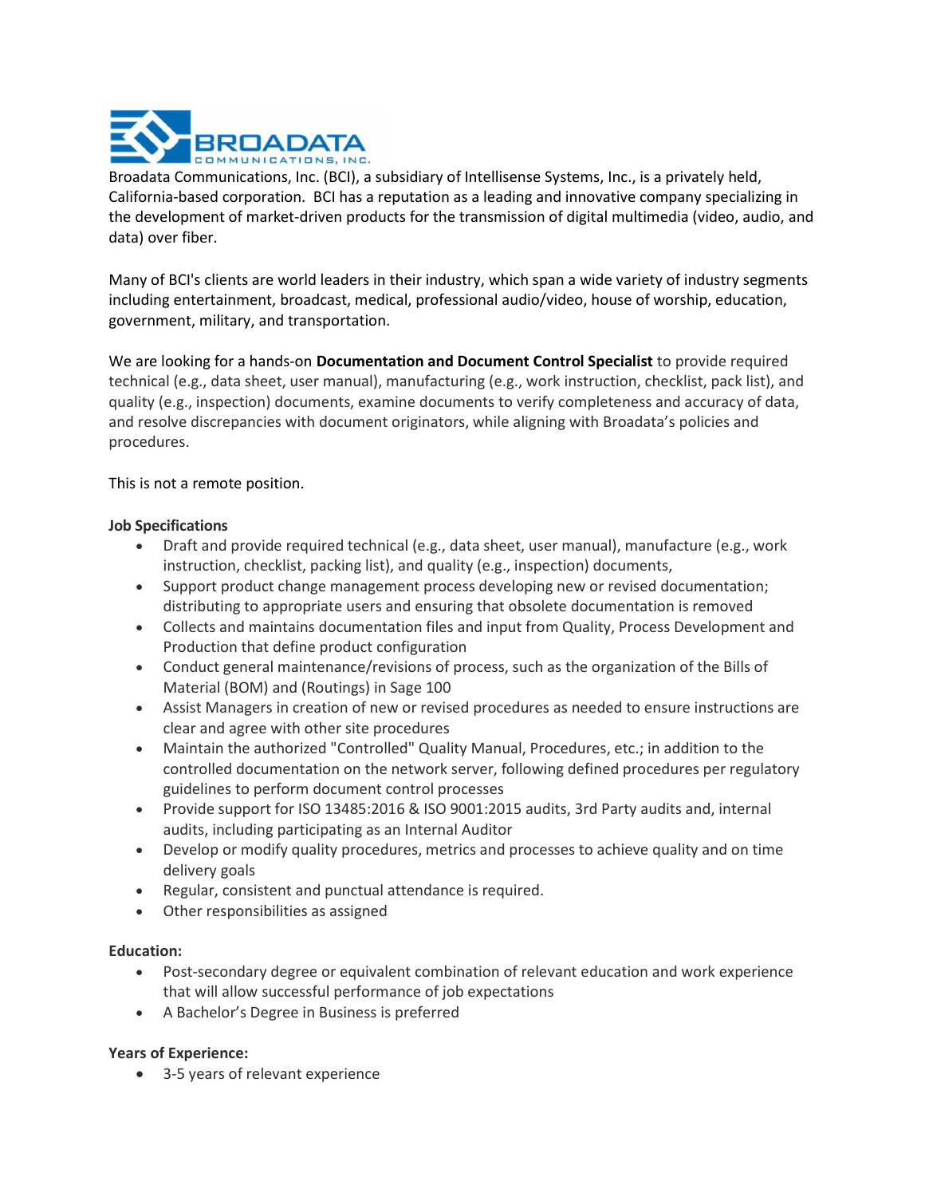Broadata Communications, Inc. (BCI), a subsidiary of Intellisense Systems, Inc., is a privately held, California-based corporation. BCI has a reputation as a leading and innovative company specializing in the development of market-driven products for the transmission of digital multimedia (video, audio, and data) over fiber.

Many of BCI's clients are world leaders in their industry, which span a wide variety of industry segments including entertainment, broadcast, medical, professional audio/video, house of worship, education, government, military, and transportation.

We are looking for a hands-on **Documentation and Document Control Specialist** to provide required technical (e.g., data sheet, user manual), manufacturing (e.g., work instruction, checklist, pack list), and quality (e.g., inspection) documents, examine documents to verify completeness and accuracy of data, and resolve discrepancies with document originators, while aligning with Broadata's policies and procedures.

This is not a remote position.

**Job Specifications**

- Draft and provide required technical (e.g., data sheet, user manual), manufacture (e.g., work instruction, checklist, packing list), and quality (e.g., inspection) documents,
- Support product change management process developing new or revised documentation; distributing to appropriate users and ensuring that obsolete documentation is removed
- Collects and maintains documentation files and input from Quality, Process Development and Production that define product configuration
- Conduct general maintenance/revisions of process, such as the organization of the Bills of Material (BOM) and (Routings) in Sage 100
- Assist Managers in creation of new or revised procedures as needed to ensure instructions are clear and agree with other site procedures
- Maintain the authorized "Controlled" Quality Manual, Procedures, etc.; in addition to the controlled documentation on the network server, following defined procedures per regulatory guidelines to perform document control processes
- Provide support for ISO 13485:2016 & ISO 9001:2015 audits, 3rd Party audits and, internal audits, including participating as an Internal Auditor
- Develop or modify quality procedures, metrics and processes to achieve quality and on time delivery goals
- Regular, consistent and punctual attendance is required.
- Other responsibilities as assigned

**Education:**

- Post-secondary degree or equivalent combination of relevant education and work experience that will allow successful performance of job expectations
- A Bachelor's Degree in Business is preferred

**Years of Experience:**

- 3-5 years of relevant experience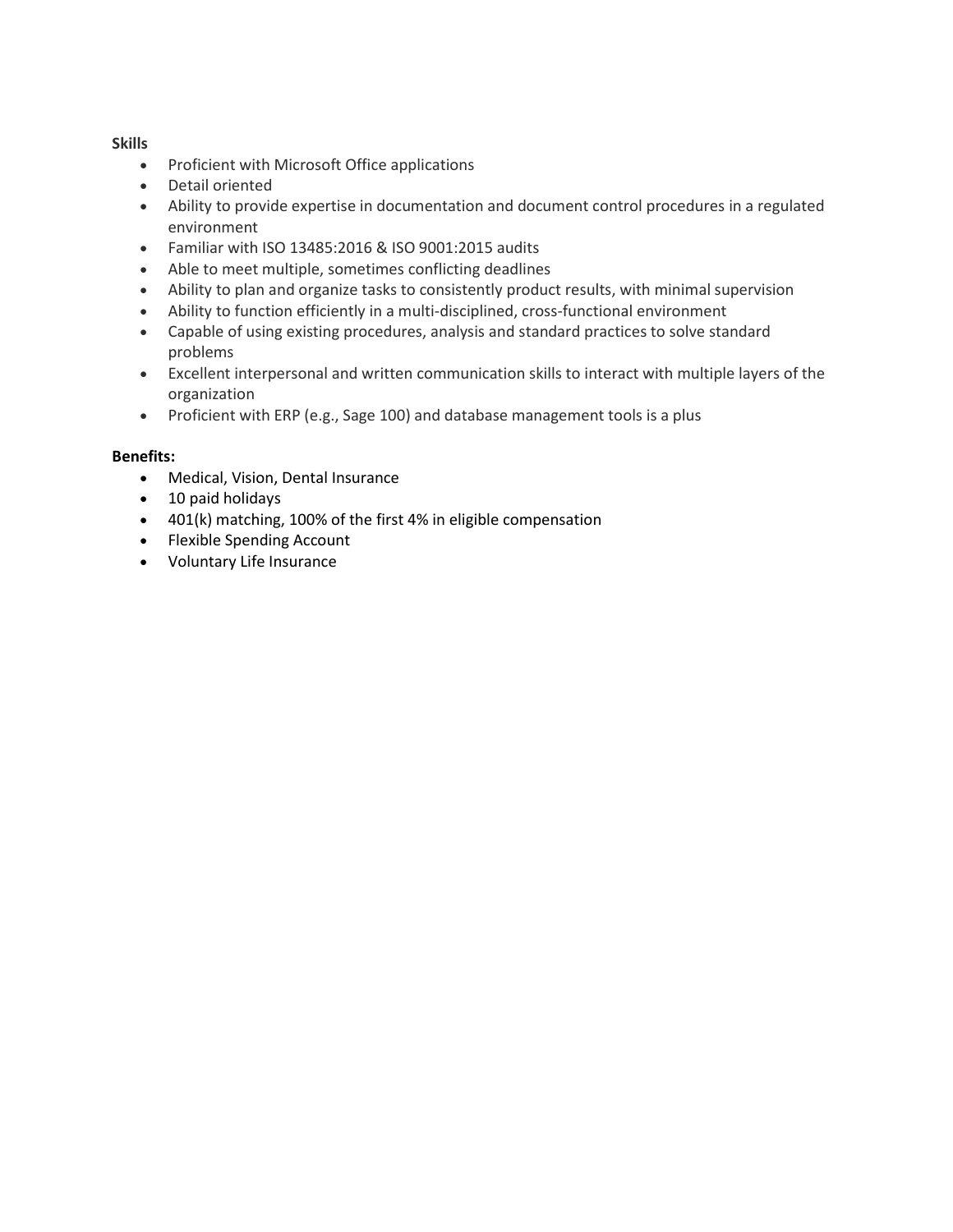**Skills**

- Proficient with Microsoft Office applications
- Detail oriented
- Ability to provide expertise in documentation and document control procedures in a regulated environment
- Familiar with ISO 13485:2016 & ISO 9001:2015 audits
- Able to meet multiple, sometimes conflicting deadlines
- Ability to plan and organize tasks to consistently product results, with minimal supervision
- Ability to function efficiently in a multi-disciplined, cross-functional environment
- Capable of using existing procedures, analysis and standard practices to solve standard problems
- Excellent interpersonal and written communication skills to interact with multiple layers of the organization
- Proficient with ERP (e.g., Sage 100) and database management tools is a plus

**Benefits:**

- Medical, Vision, Dental Insurance
- 10 paid holidays
- 401(k) matching, 100% of the first 4% in eligible compensation
- Flexible Spending Account
- Voluntary Life Insurance